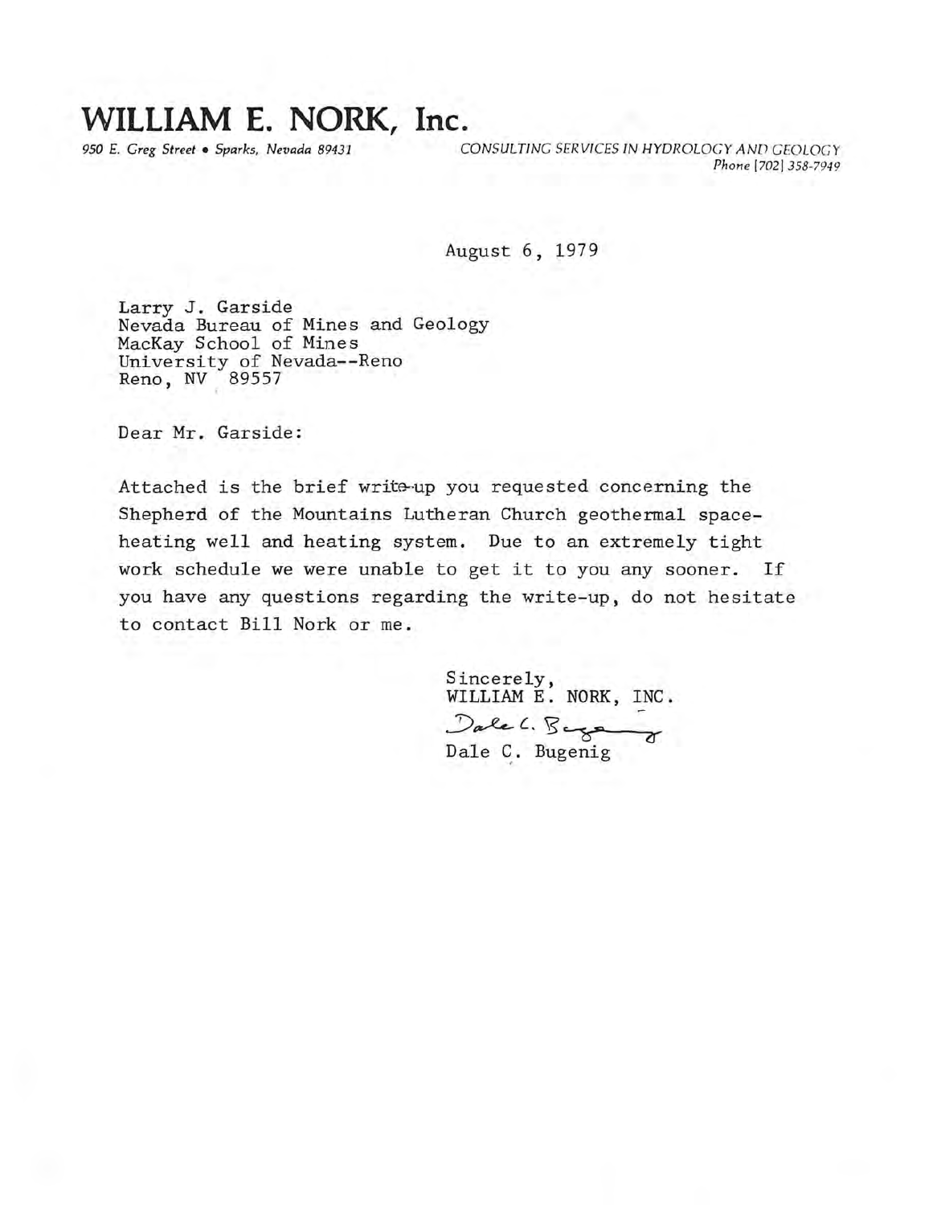# WILLIAM E. NORK, Inc.

*950 E. Greg Street • Sparks, Nevada 89431* *CONSULTING SERVICES IN HYDROLOGY AND GEOLOGY*
*Phone (702) 358-7949*

August 6, 1979

Larry J. Garside
Nevada Bureau of Mines and Geology
MacKay School of Mines
University of Nevada--Reno
Reno, NV 89557

Dear Mr. Garside:

Attached is the brief write-up you requested concerning the Shepherd of the Mountains Lutheran Church geothermal space-heating well and heating system. Due to an extremely tight work schedule we were unable to get it to you any sooner. If you have any questions regarding the write-up, do not hesitate to contact Bill Nork or me.

Sincerely,
WILLIAM E. NORK, INC.

Dale C. Bugenig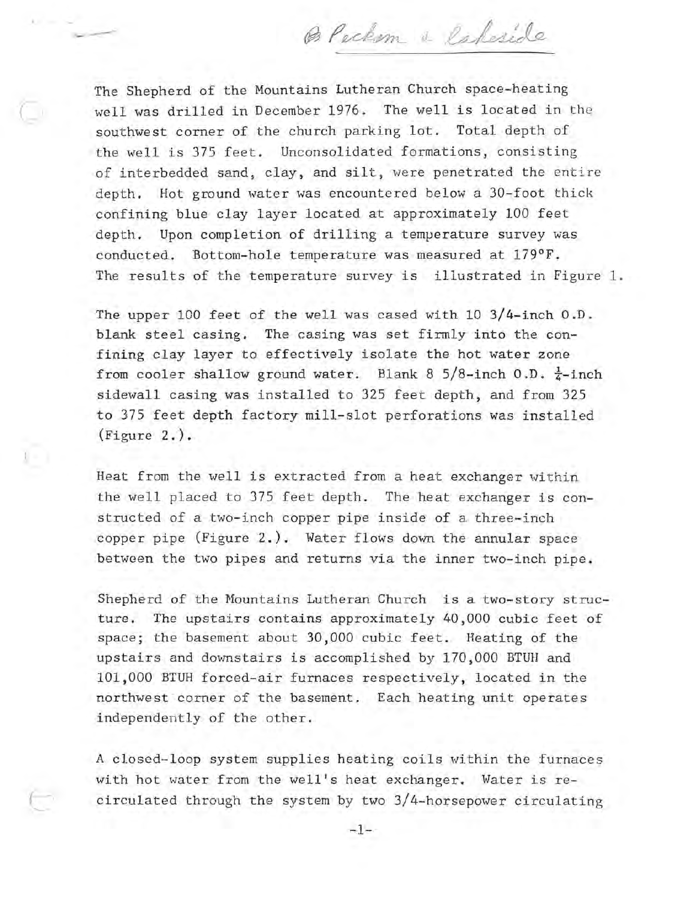*B Peckam & Lakeside*

The Shepherd of the Mountains Lutheran Church space-heating well was drilled in December 1976. The well is located in the southwest corner of the church parking lot. Total depth of the well is 375 feet. Unconsolidated formations, consisting of interbedded sand, clay, and silt, were penetrated the entire depth. Hot ground water was encountered below a 30-foot thick confining blue clay layer located at approximately 100 feet depth. Upon completion of drilling a temperature survey was conducted. Bottom-hole temperature was measured at 179°F. The results of the temperature survey is illustrated in Figure 1.

The upper 100 feet of the well was cased with 10 3/4-inch O.D. blank steel casing. The casing was set firmly into the confining clay layer to effectively isolate the hot water zone from cooler shallow ground water. Blank 8 5/8-inch O.D. ¼-inch sidewall casing was installed to 325 feet depth, and from 325 to 375 feet depth factory mill-slot perforations was installed (Figure 2.).

Heat from the well is extracted from a heat exchanger within the well placed to 375 feet depth. The heat exchanger is constructed of a two-inch copper pipe inside of a three-inch copper pipe (Figure 2.). Water flows down the annular space between the two pipes and returns via the inner two-inch pipe.

Shepherd of the Mountains Lutheran Church is a two-story structure. The upstairs contains approximately 40,000 cubic feet of space; the basement about 30,000 cubic feet. Heating of the upstairs and downstairs is accomplished by 170,000 BTUH and 101,000 BTUH forced-air furnaces respectively, located in the northwest corner of the basement. Each heating unit operates independently of the other.

A closed-loop system supplies heating coils within the furnaces with hot water from the well's heat exchanger. Water is recirculated through the system by two 3/4-horsepower circulating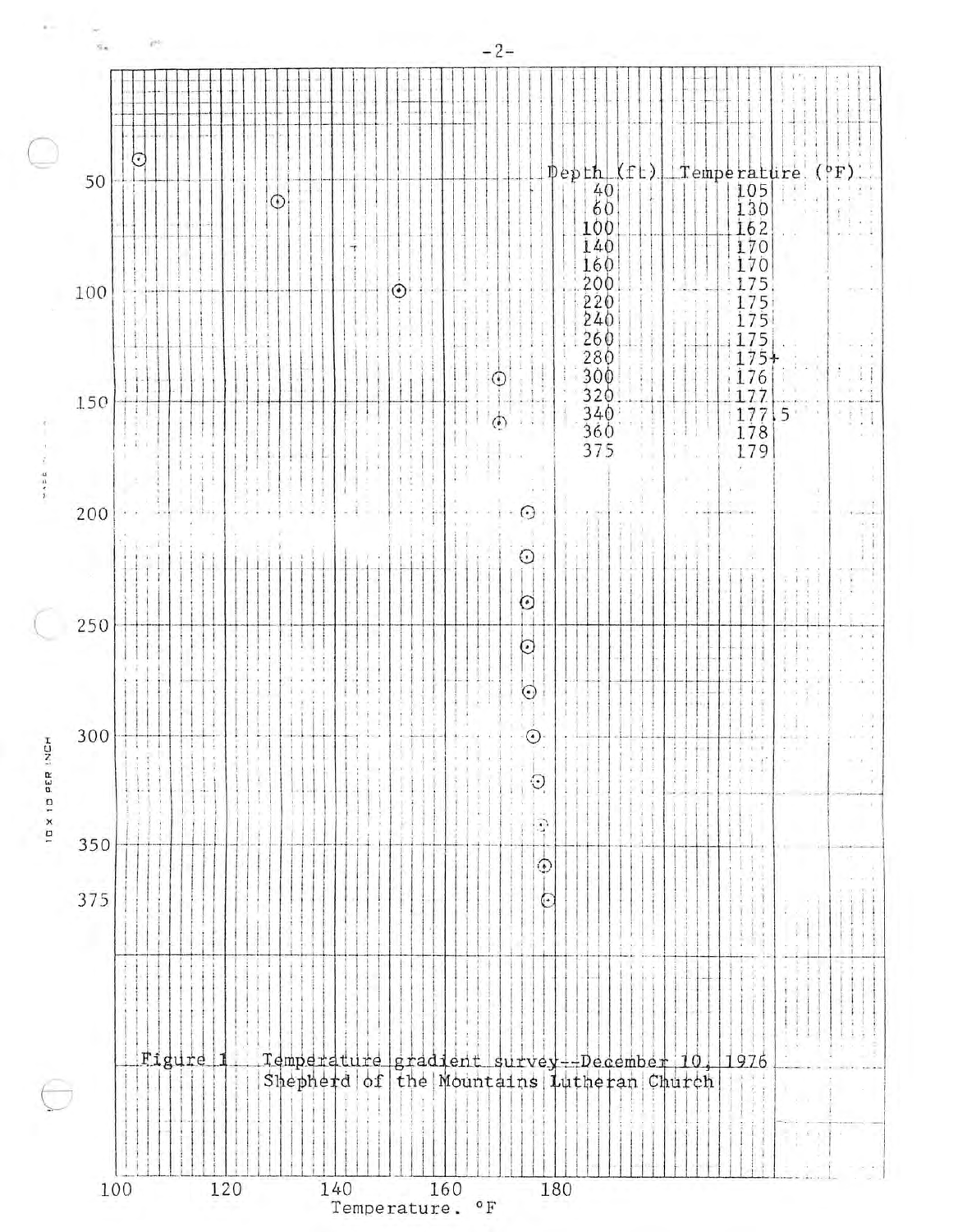| Depth (ft) | Temperature (°F) |
| --- | --- |
| 40 | 105 |
| 60 | 130 |
| 100 | 162 |
| 140 | 170 |
| 160 | 170 |
| 200 | 175 |
| 220 | 175 |
| 240 | 175 |
| 260 | 175 |
| 280 | 175+ |
| 300 | 176 |
| 320 | 177 |
| 340 | 177.5 |
| 360 | 178 |
| 375 | 179 |

Figure 1 Temperature gradient survey--December 10, 1976 Shepherd of the Mountains Lutheran Church

Temperature, °F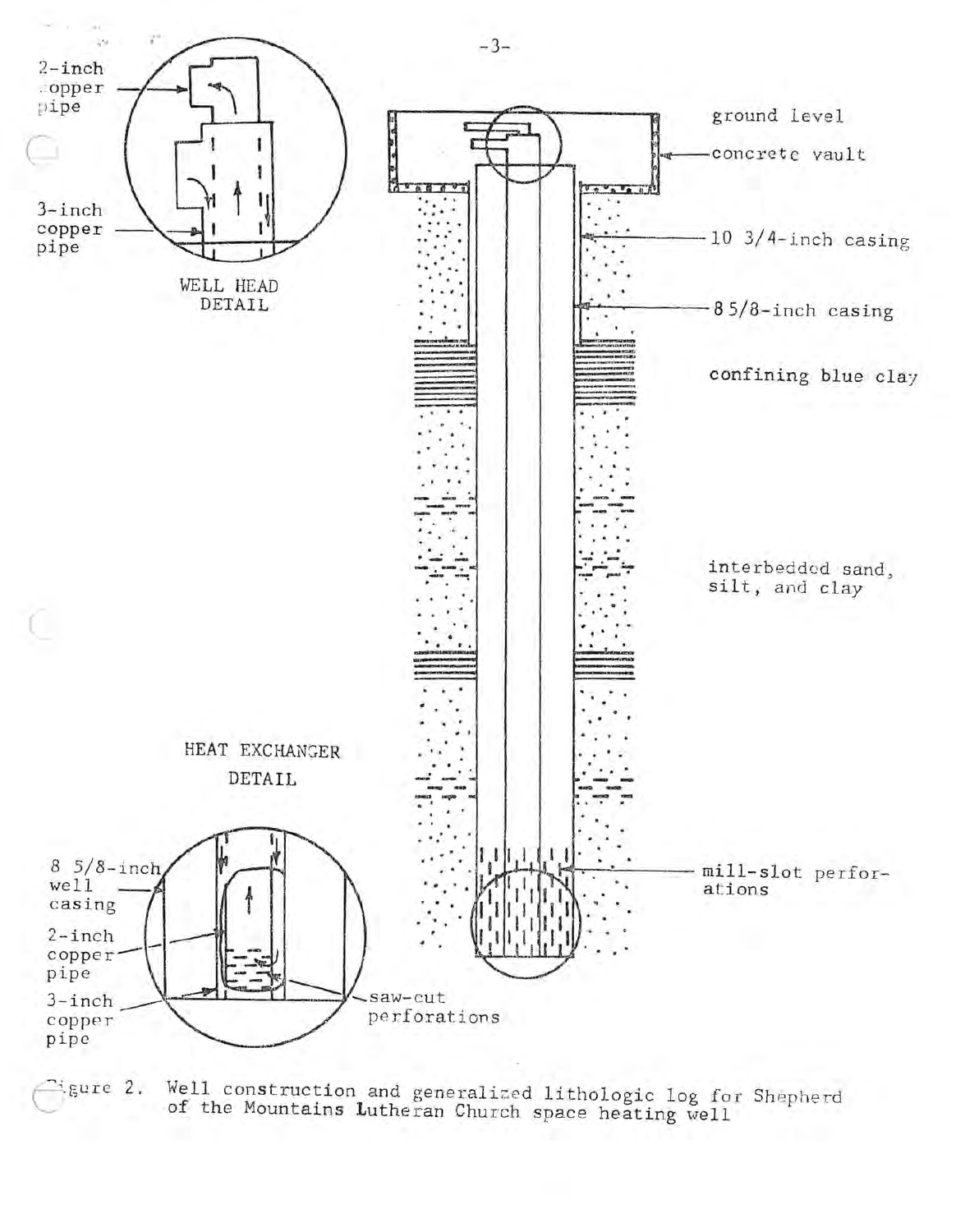Figure 2. Well construction and generalized lithologic log for Shepherd of the Mountains Lutheran Church space heating well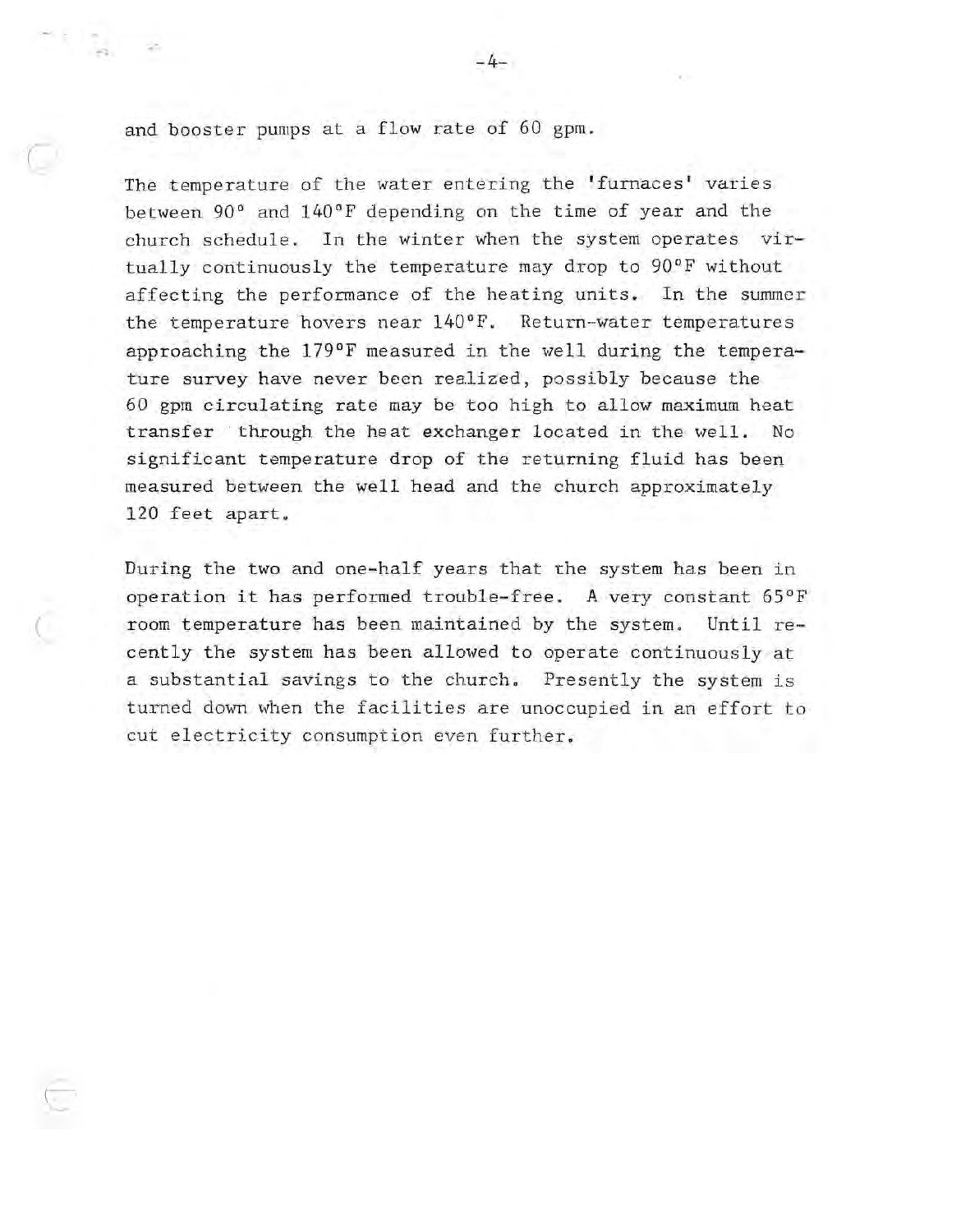and booster pumps at a flow rate of 60 gpm.

The temperature of the water entering the 'furnaces' varies between 90° and 140°F depending on the time of year and the church schedule. In the winter when the system operates virtually continuously the temperature may drop to 90°F without affecting the performance of the heating units. In the summer the temperature hovers near 140°F. Return-water temperatures approaching the 179°F measured in the well during the temperature survey have never been realized, possibly because the 60 gpm circulating rate may be too high to allow maximum heat transfer through the heat exchanger located in the well. No significant temperature drop of the returning fluid has been measured between the well head and the church approximately 120 feet apart.

During the two and one-half years that the system has been in operation it has performed trouble-free. A very constant 65°F room temperature has been maintained by the system. Until recently the system has been allowed to operate continuously at a substantial savings to the church. Presently the system is turned down when the facilities are unoccupied in an effort to cut electricity consumption even further.